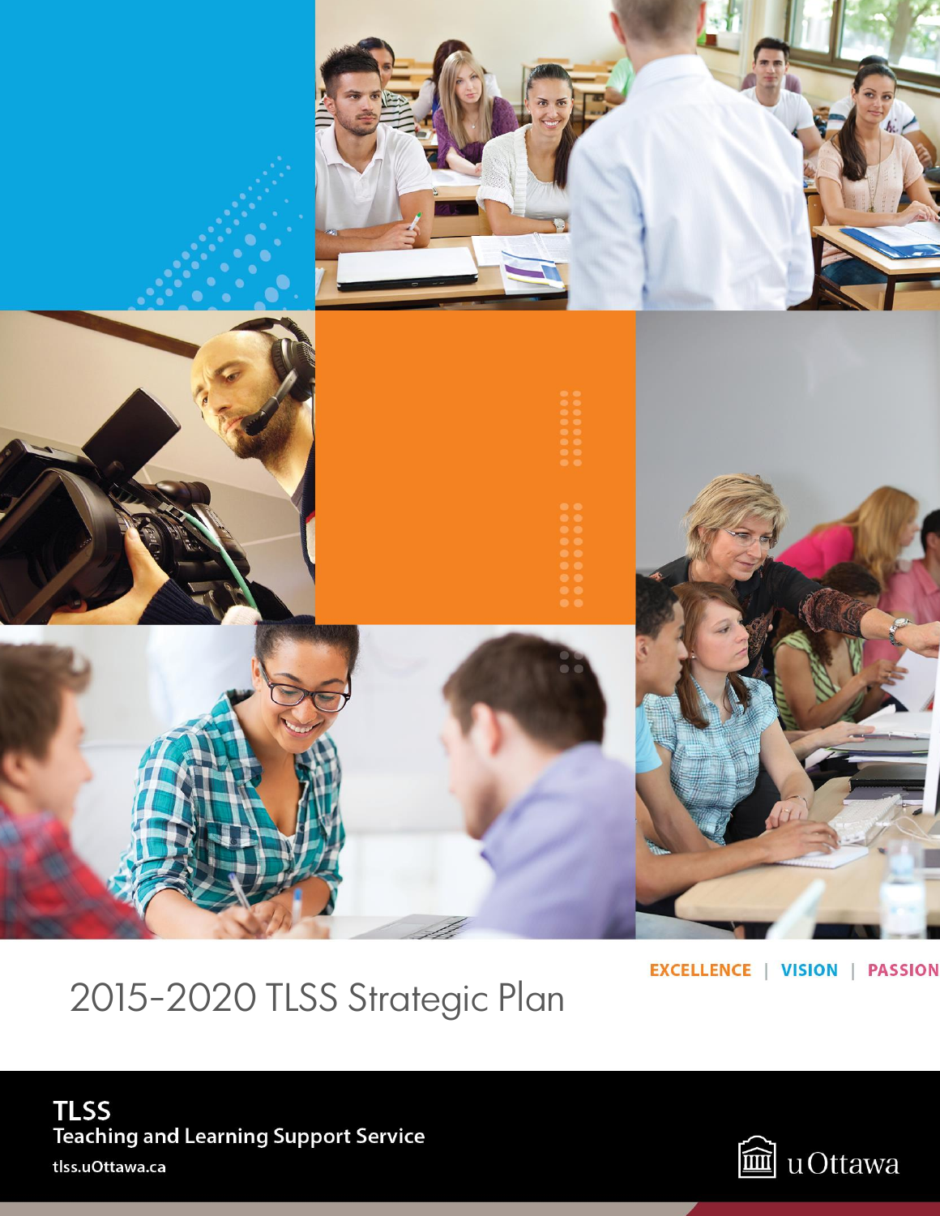# 2015-2020 TLSS Strategic Plan

EXCELLENCE | VISION | PASSION

**TLSS**
**Teaching and Learning Support Service**
**tlss.uOttawa.ca**

uOttawa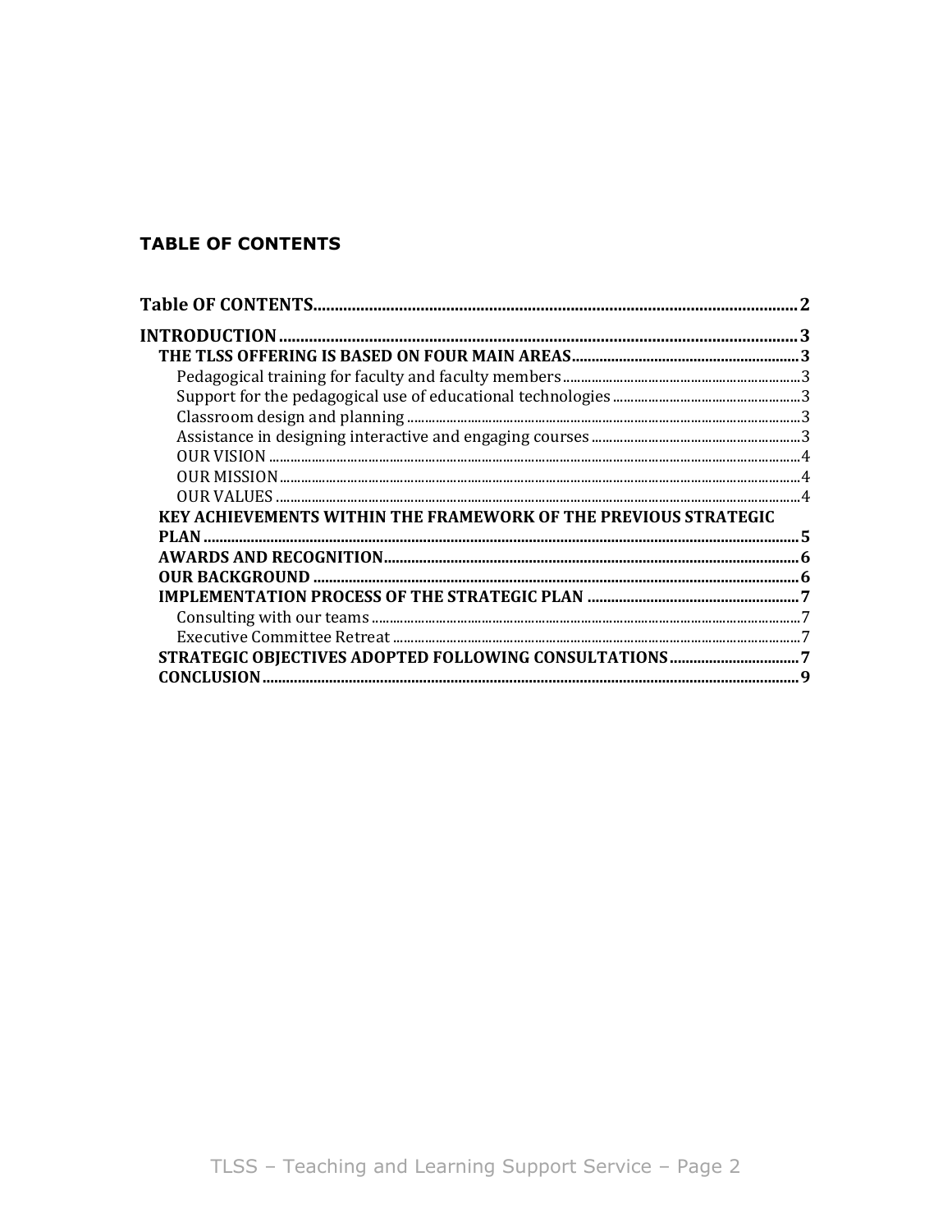**TABLE OF CONTENTS**

Table OF CONTENTS .................................................. 2

INTRODUCTION .................................................. 3

- THE TLSS OFFERING IS BASED ON FOUR MAIN AREAS .................................................. 3
  - Pedagogical training for faculty and faculty members .................................................. 3
  - Support for the pedagogical use of educational technologies .................................................. 3
  - Classroom design and planning .................................................. 3
  - Assistance in designing interactive and engaging courses .................................................. 3
  - OUR VISION .................................................. 4
  - OUR MISSION .................................................. 4
  - OUR VALUES .................................................. 4
- KEY ACHIEVEMENTS WITHIN THE FRAMEWORK OF THE PREVIOUS STRATEGIC PLAN .................................................. 5
- AWARDS AND RECOGNITION .................................................. 6
- OUR BACKGROUND .................................................. 6
- IMPLEMENTATION PROCESS OF THE STRATEGIC PLAN .................................................. 7
  - Consulting with our teams .................................................. 7
  - Executive Committee Retreat .................................................. 7
- STRATEGIC OBJECTIVES ADOPTED FOLLOWING CONSULTATIONS .................................................. 7
- CONCLUSION .................................................. 9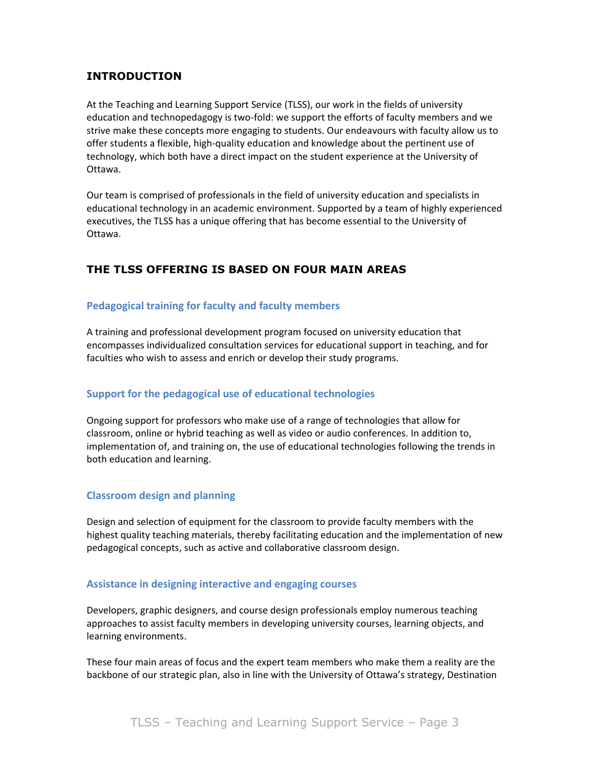## INTRODUCTION

At the Teaching and Learning Support Service (TLSS), our work in the fields of university education and technopedagogy is two-fold: we support the efforts of faculty members and we strive make these concepts more engaging to students. Our endeavours with faculty allow us to offer students a flexible, high-quality education and knowledge about the pertinent use of technology, which both have a direct impact on the student experience at the University of Ottawa.

Our team is comprised of professionals in the field of university education and specialists in educational technology in an academic environment. Supported by a team of highly experienced executives, the TLSS has a unique offering that has become essential to the University of Ottawa.

## THE TLSS OFFERING IS BASED ON FOUR MAIN AREAS

### Pedagogical training for faculty and faculty members

A training and professional development program focused on university education that encompasses individualized consultation services for educational support in teaching, and for faculties who wish to assess and enrich or develop their study programs.

### Support for the pedagogical use of educational technologies

Ongoing support for professors who make use of a range of technologies that allow for classroom, online or hybrid teaching as well as video or audio conferences. In addition to, implementation of, and training on, the use of educational technologies following the trends in both education and learning.

### Classroom design and planning

Design and selection of equipment for the classroom to provide faculty members with the highest quality teaching materials, thereby facilitating education and the implementation of new pedagogical concepts, such as active and collaborative classroom design.

### Assistance in designing interactive and engaging courses

Developers, graphic designers, and course design professionals employ numerous teaching approaches to assist faculty members in developing university courses, learning objects, and learning environments.

These four main areas of focus and the expert team members who make them a reality are the backbone of our strategic plan, also in line with the University of Ottawa's strategy, Destination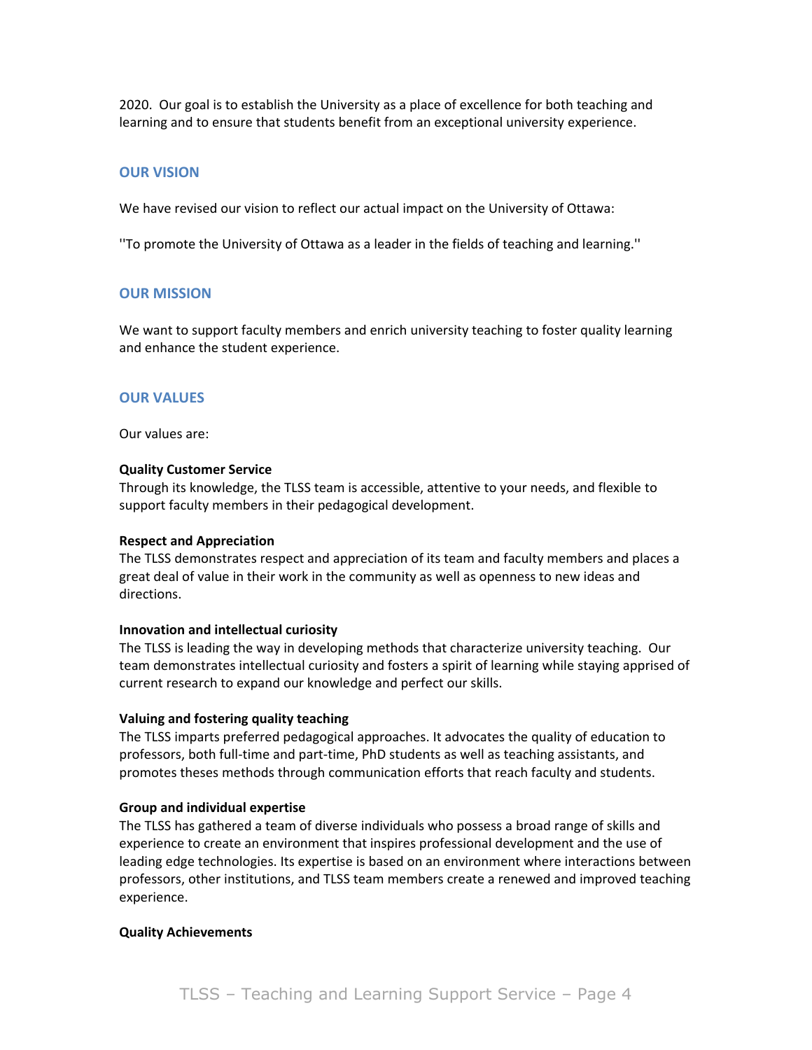2020. Our goal is to establish the University as a place of excellence for both teaching and learning and to ensure that students benefit from an exceptional university experience.

## OUR VISION

We have revised our vision to reflect our actual impact on the University of Ottawa:

''To promote the University of Ottawa as a leader in the fields of teaching and learning.''

## OUR MISSION

We want to support faculty members and enrich university teaching to foster quality learning and enhance the student experience.

## OUR VALUES

Our values are:

**Quality Customer Service**
Through its knowledge, the TLSS team is accessible, attentive to your needs, and flexible to support faculty members in their pedagogical development.

**Respect and Appreciation**
The TLSS demonstrates respect and appreciation of its team and faculty members and places a great deal of value in their work in the community as well as openness to new ideas and directions.

**Innovation and intellectual curiosity**
The TLSS is leading the way in developing methods that characterize university teaching. Our team demonstrates intellectual curiosity and fosters a spirit of learning while staying apprised of current research to expand our knowledge and perfect our skills.

**Valuing and fostering quality teaching**
The TLSS imparts preferred pedagogical approaches. It advocates the quality of education to professors, both full-time and part-time, PhD students as well as teaching assistants, and promotes theses methods through communication efforts that reach faculty and students.

**Group and individual expertise**
The TLSS has gathered a team of diverse individuals who possess a broad range of skills and experience to create an environment that inspires professional development and the use of leading edge technologies. Its expertise is based on an environment where interactions between professors, other institutions, and TLSS team members create a renewed and improved teaching experience.

**Quality Achievements**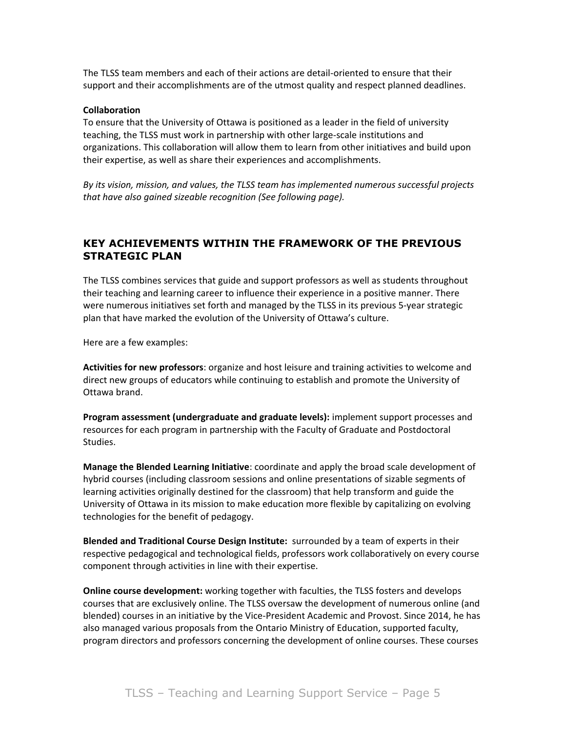The TLSS team members and each of their actions are detail-oriented to ensure that their support and their accomplishments are of the utmost quality and respect planned deadlines.

**Collaboration**

To ensure that the University of Ottawa is positioned as a leader in the field of university teaching, the TLSS must work in partnership with other large-scale institutions and organizations. This collaboration will allow them to learn from other initiatives and build upon their expertise, as well as share their experiences and accomplishments.

*By its vision, mission, and values, the TLSS team has implemented numerous successful projects that have also gained sizeable recognition (See following page).*

## KEY ACHIEVEMENTS WITHIN THE FRAMEWORK OF THE PREVIOUS STRATEGIC PLAN

The TLSS combines services that guide and support professors as well as students throughout their teaching and learning career to influence their experience in a positive manner. There were numerous initiatives set forth and managed by the TLSS in its previous 5-year strategic plan that have marked the evolution of the University of Ottawa's culture.

Here are a few examples:

**Activities for new professors**: organize and host leisure and training activities to welcome and direct new groups of educators while continuing to establish and promote the University of Ottawa brand.

**Program assessment (undergraduate and graduate levels):** implement support processes and resources for each program in partnership with the Faculty of Graduate and Postdoctoral Studies.

**Manage the Blended Learning Initiative**: coordinate and apply the broad scale development of hybrid courses (including classroom sessions and online presentations of sizable segments of learning activities originally destined for the classroom) that help transform and guide the University of Ottawa in its mission to make education more flexible by capitalizing on evolving technologies for the benefit of pedagogy.

**Blended and Traditional Course Design Institute:** surrounded by a team of experts in their respective pedagogical and technological fields, professors work collaboratively on every course component through activities in line with their expertise.

**Online course development:** working together with faculties, the TLSS fosters and develops courses that are exclusively online. The TLSS oversaw the development of numerous online (and blended) courses in an initiative by the Vice-President Academic and Provost. Since 2014, he has also managed various proposals from the Ontario Ministry of Education, supported faculty, program directors and professors concerning the development of online courses. These courses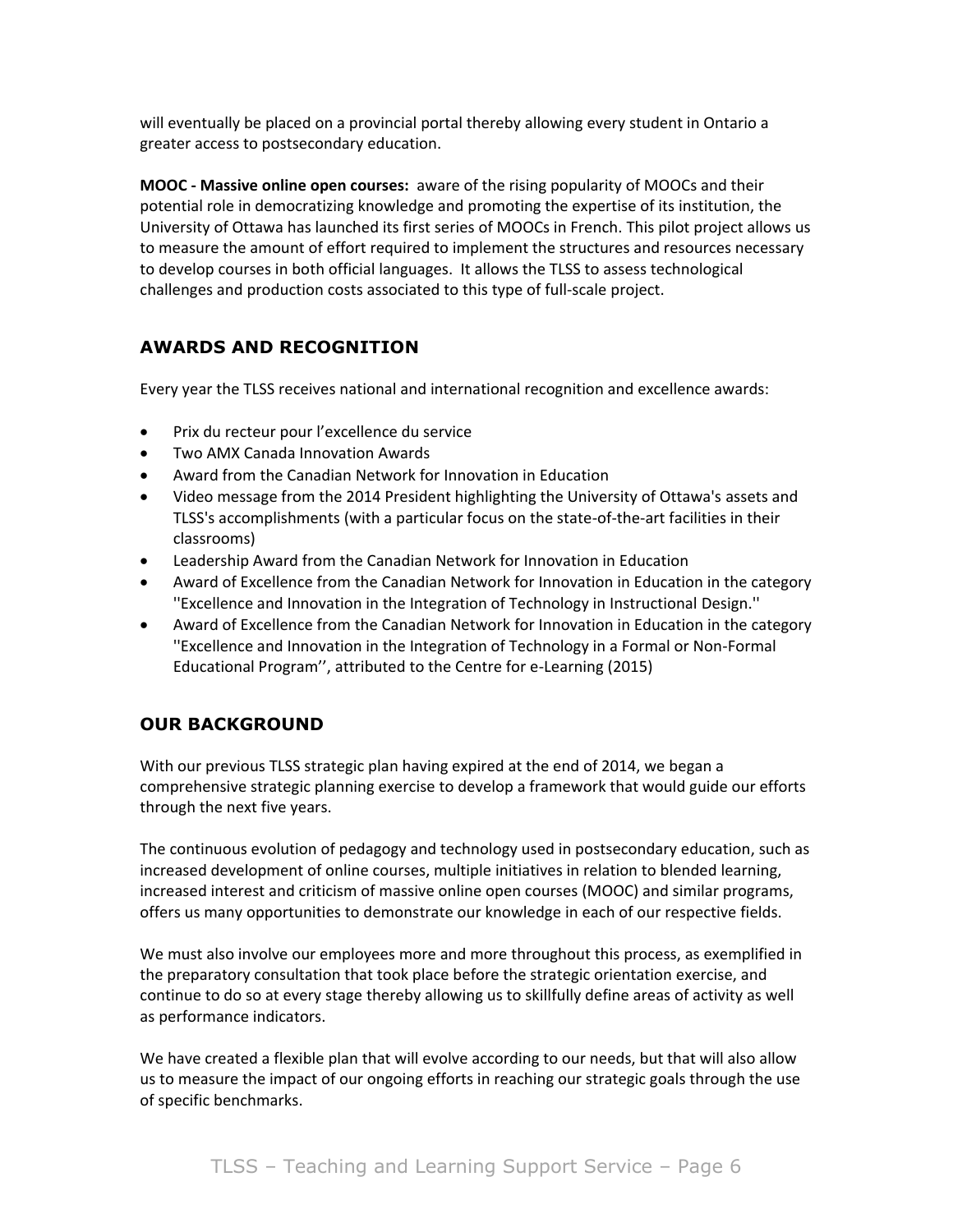will eventually be placed on a provincial portal thereby allowing every student in Ontario a greater access to postsecondary education.

**MOOC - Massive online open courses:** aware of the rising popularity of MOOCs and their potential role in democratizing knowledge and promoting the expertise of its institution, the University of Ottawa has launched its first series of MOOCs in French. This pilot project allows us to measure the amount of effort required to implement the structures and resources necessary to develop courses in both official languages. It allows the TLSS to assess technological challenges and production costs associated to this type of full-scale project.

## AWARDS AND RECOGNITION

Every year the TLSS receives national and international recognition and excellence awards:

- Prix du recteur pour l'excellence du service
- Two AMX Canada Innovation Awards
- Award from the Canadian Network for Innovation in Education
- Video message from the 2014 President highlighting the University of Ottawa's assets and TLSS's accomplishments (with a particular focus on the state-of-the-art facilities in their classrooms)
- Leadership Award from the Canadian Network for Innovation in Education
- Award of Excellence from the Canadian Network for Innovation in Education in the category ''Excellence and Innovation in the Integration of Technology in Instructional Design.''
- Award of Excellence from the Canadian Network for Innovation in Education in the category ''Excellence and Innovation in the Integration of Technology in a Formal or Non-Formal Educational Program'', attributed to the Centre for e-Learning (2015)

## OUR BACKGROUND

With our previous TLSS strategic plan having expired at the end of 2014, we began a comprehensive strategic planning exercise to develop a framework that would guide our efforts through the next five years.

The continuous evolution of pedagogy and technology used in postsecondary education, such as increased development of online courses, multiple initiatives in relation to blended learning, increased interest and criticism of massive online open courses (MOOC) and similar programs, offers us many opportunities to demonstrate our knowledge in each of our respective fields.

We must also involve our employees more and more throughout this process, as exemplified in the preparatory consultation that took place before the strategic orientation exercise, and continue to do so at every stage thereby allowing us to skillfully define areas of activity as well as performance indicators.

We have created a flexible plan that will evolve according to our needs, but that will also allow us to measure the impact of our ongoing efforts in reaching our strategic goals through the use of specific benchmarks.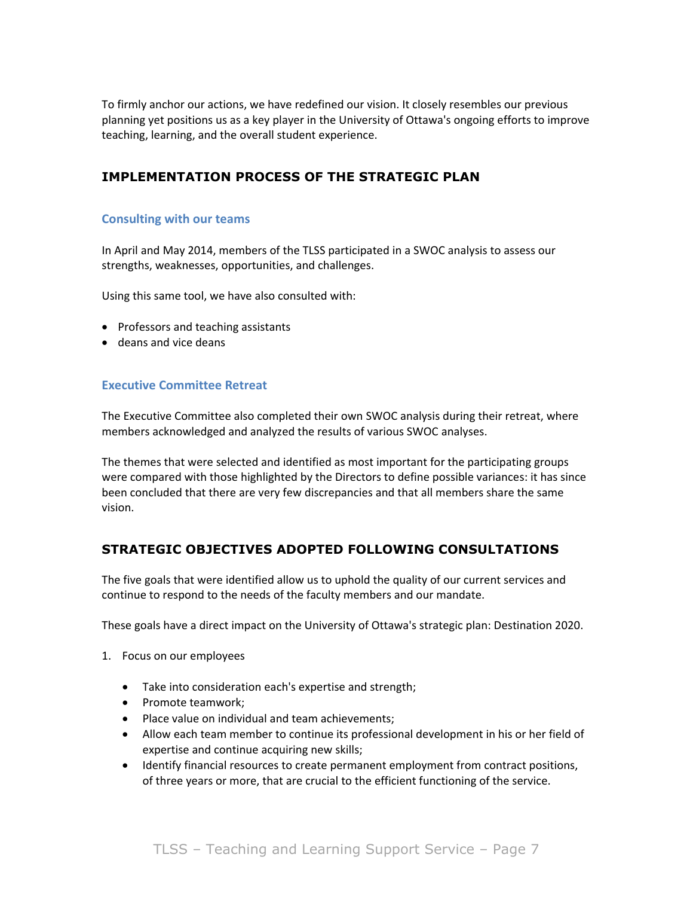To firmly anchor our actions, we have redefined our vision. It closely resembles our previous planning yet positions us as a key player in the University of Ottawa's ongoing efforts to improve teaching, learning, and the overall student experience.

## IMPLEMENTATION PROCESS OF THE STRATEGIC PLAN

### Consulting with our teams

In April and May 2014, members of the TLSS participated in a SWOC analysis to assess our strengths, weaknesses, opportunities, and challenges.

Using this same tool, we have also consulted with:

- Professors and teaching assistants
- deans and vice deans

### Executive Committee Retreat

The Executive Committee also completed their own SWOC analysis during their retreat, where members acknowledged and analyzed the results of various SWOC analyses.

The themes that were selected and identified as most important for the participating groups were compared with those highlighted by the Directors to define possible variances: it has since been concluded that there are very few discrepancies and that all members share the same vision.

## STRATEGIC OBJECTIVES ADOPTED FOLLOWING CONSULTATIONS

The five goals that were identified allow us to uphold the quality of our current services and continue to respond to the needs of the faculty members and our mandate.

These goals have a direct impact on the University of Ottawa's strategic plan: Destination 2020.

1. Focus on our employees
    - Take into consideration each's expertise and strength;
    - Promote teamwork;
    - Place value on individual and team achievements;
    - Allow each team member to continue its professional development in his or her field of expertise and continue acquiring new skills;
    - Identify financial resources to create permanent employment from contract positions, of three years or more, that are crucial to the efficient functioning of the service.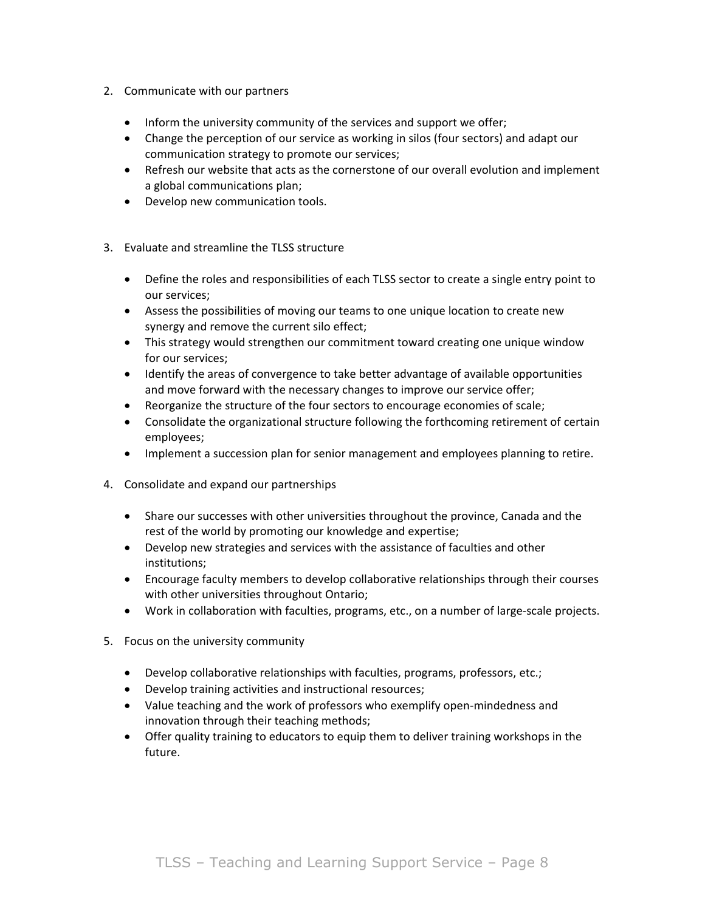2. Communicate with our partners

    - Inform the university community of the services and support we offer;
    - Change the perception of our service as working in silos (four sectors) and adapt our communication strategy to promote our services;
    - Refresh our website that acts as the cornerstone of our overall evolution and implement a global communications plan;
    - Develop new communication tools.

3. Evaluate and streamline the TLSS structure

    - Define the roles and responsibilities of each TLSS sector to create a single entry point to our services;
    - Assess the possibilities of moving our teams to one unique location to create new synergy and remove the current silo effect;
    - This strategy would strengthen our commitment toward creating one unique window for our services;
    - Identify the areas of convergence to take better advantage of available opportunities and move forward with the necessary changes to improve our service offer;
    - Reorganize the structure of the four sectors to encourage economies of scale;
    - Consolidate the organizational structure following the forthcoming retirement of certain employees;
    - Implement a succession plan for senior management and employees planning to retire.

4. Consolidate and expand our partnerships

    - Share our successes with other universities throughout the province, Canada and the rest of the world by promoting our knowledge and expertise;
    - Develop new strategies and services with the assistance of faculties and other institutions;
    - Encourage faculty members to develop collaborative relationships through their courses with other universities throughout Ontario;
    - Work in collaboration with faculties, programs, etc., on a number of large-scale projects.

5. Focus on the university community

    - Develop collaborative relationships with faculties, programs, professors, etc.;
    - Develop training activities and instructional resources;
    - Value teaching and the work of professors who exemplify open-mindedness and innovation through their teaching methods;
    - Offer quality training to educators to equip them to deliver training workshops in the future.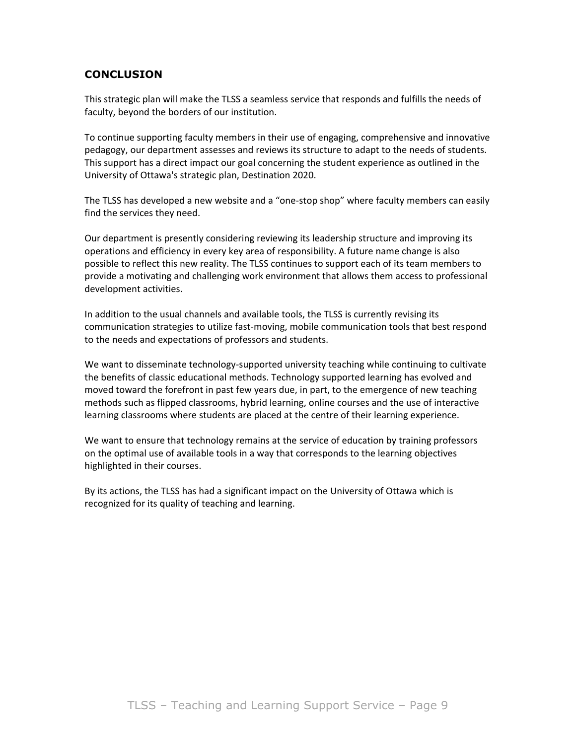## CONCLUSION

This strategic plan will make the TLSS a seamless service that responds and fulfills the needs of faculty, beyond the borders of our institution.

To continue supporting faculty members in their use of engaging, comprehensive and innovative pedagogy, our department assesses and reviews its structure to adapt to the needs of students. This support has a direct impact our goal concerning the student experience as outlined in the University of Ottawa's strategic plan, Destination 2020.

The TLSS has developed a new website and a "one-stop shop" where faculty members can easily find the services they need.

Our department is presently considering reviewing its leadership structure and improving its operations and efficiency in every key area of responsibility. A future name change is also possible to reflect this new reality. The TLSS continues to support each of its team members to provide a motivating and challenging work environment that allows them access to professional development activities.

In addition to the usual channels and available tools, the TLSS is currently revising its communication strategies to utilize fast-moving, mobile communication tools that best respond to the needs and expectations of professors and students.

We want to disseminate technology-supported university teaching while continuing to cultivate the benefits of classic educational methods. Technology supported learning has evolved and moved toward the forefront in past few years due, in part, to the emergence of new teaching methods such as flipped classrooms, hybrid learning, online courses and the use of interactive learning classrooms where students are placed at the centre of their learning experience.

We want to ensure that technology remains at the service of education by training professors on the optimal use of available tools in a way that corresponds to the learning objectives highlighted in their courses.

By its actions, the TLSS has had a significant impact on the University of Ottawa which is recognized for its quality of teaching and learning.